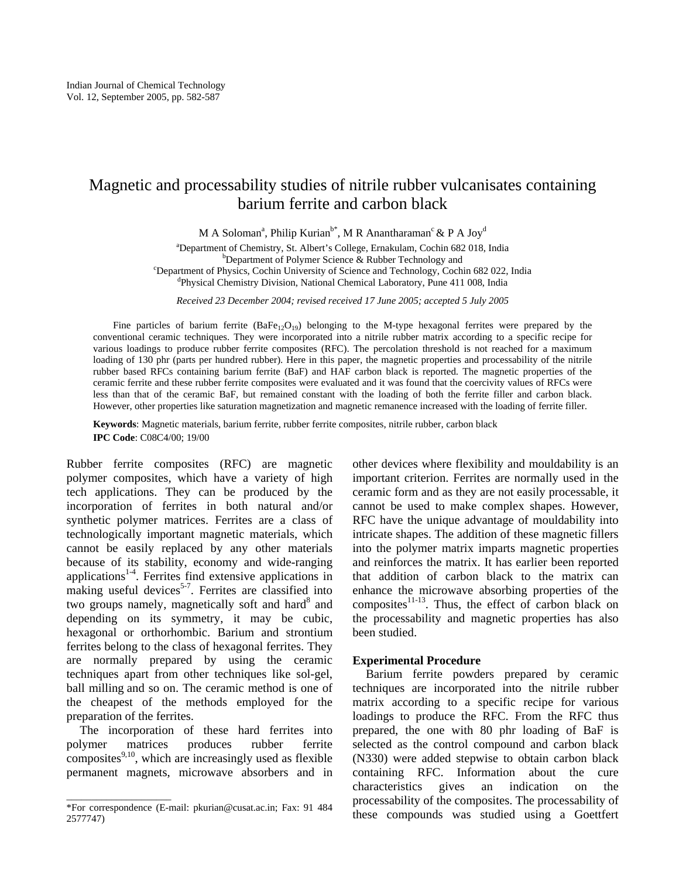# Magnetic and processability studies of nitrile rubber vulcanisates containing barium ferrite and carbon black

M A Soloman[a], Philip Kurian[b*], M R Anantharaman[c] & P A Joy[d]

[a]Department of Chemistry, St. Albert's College, Ernakulam, Cochin 682 018, India
[b]Department of Polymer Science & Rubber Technology and
[c]Department of Physics, Cochin University of Science and Technology, Cochin 682 022, India
[d]Physical Chemistry Division, National Chemical Laboratory, Pune 411 008, India

*Received 23 December 2004; revised received 17 June 2005; accepted 5 July 2005*

Fine particles of barium ferrite ($BaFe_{12}O_{19}$) belonging to the M-type hexagonal ferrites were prepared by the conventional ceramic techniques. They were incorporated into a nitrile rubber matrix according to a specific recipe for various loadings to produce rubber ferrite composites (RFC). The percolation threshold is not reached for a maximum loading of 130 phr (parts per hundred rubber). Here in this paper, the magnetic properties and processability of the nitrile rubber based RFCs containing barium ferrite (BaF) and HAF carbon black is reported. The magnetic properties of the ceramic ferrite and these rubber ferrite composites were evaluated and it was found that the coercivity values of RFCs were less than that of the ceramic BaF, but remained constant with the loading of both the ferrite filler and carbon black. However, other properties like saturation magnetization and magnetic remanence increased with the loading of ferrite filler.

**Keywords**: Magnetic materials, barium ferrite, rubber ferrite composites, nitrile rubber, carbon black

**IPC Code**: C08C4/00; 19/00

Rubber ferrite composites (RFC) are magnetic polymer composites, which have a variety of high tech applications. They can be produced by the incorporation of ferrites in both natural and/or synthetic polymer matrices. Ferrites are a class of technologically important magnetic materials, which cannot be easily replaced by any other materials because of its stability, economy and wide-ranging applications[1-4]. Ferrites find extensive applications in making useful devices[5-7]. Ferrites are classified into two groups namely, magnetically soft and hard[8] and depending on its symmetry, it may be cubic, hexagonal or orthorhombic. Barium and strontium ferrites belong to the class of hexagonal ferrites. They are normally prepared by using the ceramic techniques apart from other techniques like sol-gel, ball milling and so on. The ceramic method is one of the cheapest of the methods employed for the preparation of the ferrites.

The incorporation of these hard ferrites into polymer matrices produces rubber ferrite composites[9,10], which are increasingly used as flexible permanent magnets, microwave absorbers and in other devices where flexibility and mouldability is an important criterion. Ferrites are normally used in the ceramic form and as they are not easily processable, it cannot be used to make complex shapes. However, RFC have the unique advantage of mouldability into intricate shapes. The addition of these magnetic fillers into the polymer matrix imparts magnetic properties and reinforces the matrix. It has earlier been reported that addition of carbon black to the matrix can enhance the microwave absorbing properties of the composites[11-13]. Thus, the effect of carbon black on the processability and magnetic properties has also been studied.

## Experimental Procedure

Barium ferrite powders prepared by ceramic techniques are incorporated into the nitrile rubber matrix according to a specific recipe for various loadings to produce the RFC. From the RFC thus prepared, the one with 80 phr loading of BaF is selected as the control compound and carbon black (N330) were added stepwise to obtain carbon black containing RFC. Information about the cure characteristics gives an indication on the processability of the composites. The processability of these compounds was studied using a Goettfert

*For correspondence (E-mail: pkurian@cusat.ac.in; Fax: 91 484 2577747)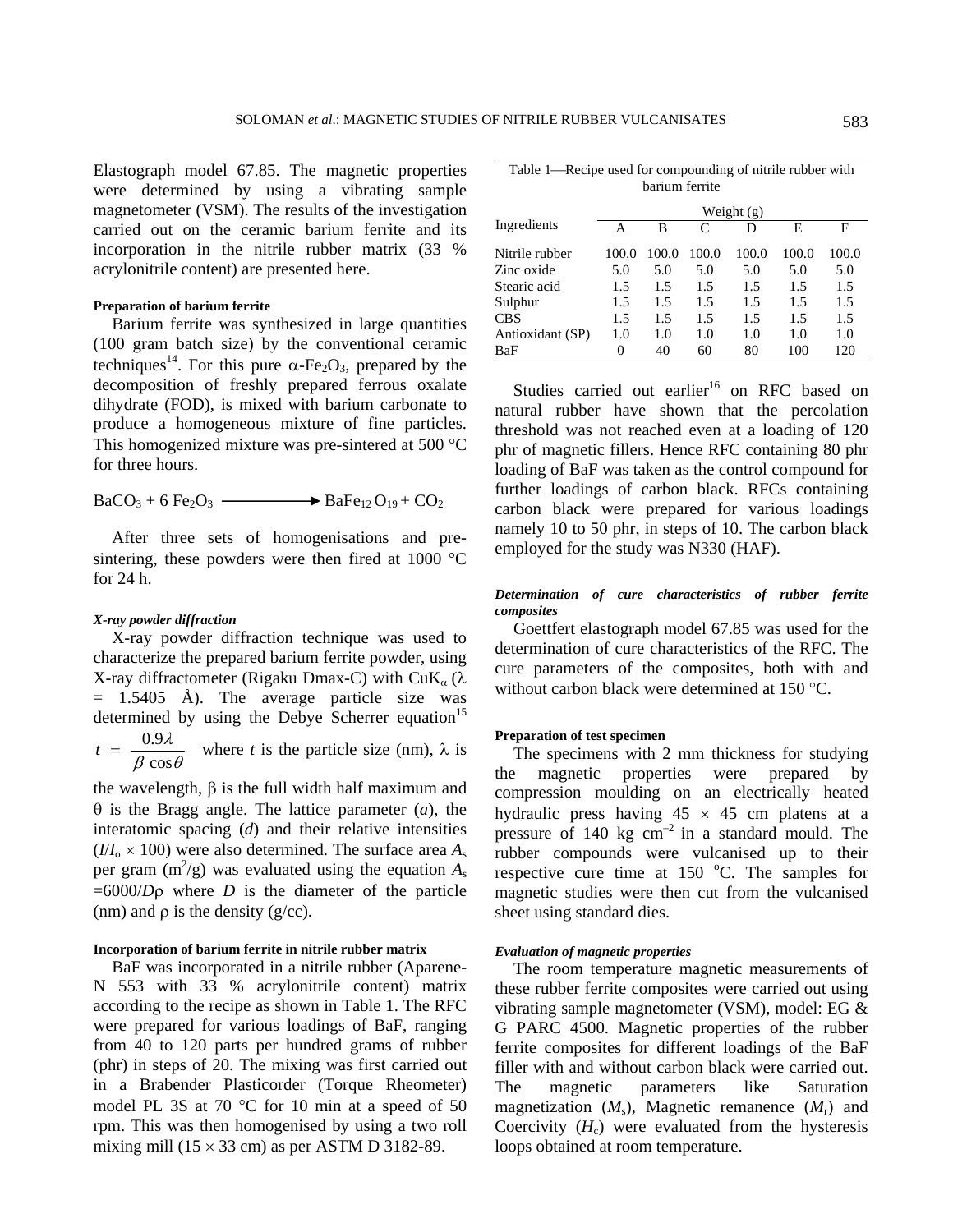Elastograph model 67.85. The magnetic properties were determined by using a vibrating sample magnetometer (VSM). The results of the investigation carried out on the ceramic barium ferrite and its incorporation in the nitrile rubber matrix (33 % acrylonitrile content) are presented here.

**Preparation of barium ferrite**

Barium ferrite was synthesized in large quantities (100 gram batch size) by the conventional ceramic techniques[14]. For this pure $\alpha$-$Fe_2O_3$, prepared by the decomposition of freshly prepared ferrous oxalate dihydrate (FOD), is mixed with barium carbonate to produce a homogeneous mixture of fine particles. This homogenized mixture was pre-sintered at 500 °C for three hours.

$$BaCO_3 + 6\,Fe_2O_3 \longrightarrow BaFe_{12}O_{19} + CO_2$$

After three sets of homogenisations and pre-sintering, these powders were then fired at 1000 °C for 24 h.

***X-ray powder diffraction***

X-ray powder diffraction technique was used to characterize the prepared barium ferrite powder, using X-ray diffractometer (Rigaku Dmax-C) with $CuK_\alpha$ ($\lambda$ = 1.5405 Å). The average particle size was determined by using the Debye Scherrer equation[15] $t = \dfrac{0.9\lambda}{\beta\cos\theta}$ where $t$ is the particle size (nm), $\lambda$ is the wavelength, $\beta$ is the full width half maximum and $\theta$ is the Bragg angle. The lattice parameter ($a$), the interatomic spacing ($d$) and their relative intensities ($I/I_o \times 100$) were also determined. The surface area $A_s$ per gram ($m^2/g$) was evaluated using the equation $A_s = 6000/D\rho$ where $D$ is the diameter of the particle (nm) and $\rho$ is the density (g/cc).

**Incorporation of barium ferrite in nitrile rubber matrix**

BaF was incorporated in a nitrile rubber (Aparene-N 553 with 33 % acrylonitrile content) matrix according to the recipe as shown in Table 1. The RFC were prepared for various loadings of BaF, ranging from 40 to 120 parts per hundred grams of rubber (phr) in steps of 20. The mixing was first carried out in a Brabender Plasticorder (Torque Rheometer) model PL 3S at 70 °C for 10 min at a speed of 50 rpm. This was then homogenised by using a two roll mixing mill (15 × 33 cm) as per ASTM D 3182-89.

Table 1—Recipe used for compounding of nitrile rubber with barium ferrite

| Ingredients | Weight (g) | | | | | |
|---|---|---|---|---|---|---|
| | A | B | C | D | E | F |
| Nitrile rubber | 100.0 | 100.0 | 100.0 | 100.0 | 100.0 | 100.0 |
| Zinc oxide | 5.0 | 5.0 | 5.0 | 5.0 | 5.0 | 5.0 |
| Stearic acid | 1.5 | 1.5 | 1.5 | 1.5 | 1.5 | 1.5 |
| Sulphur | 1.5 | 1.5 | 1.5 | 1.5 | 1.5 | 1.5 |
| CBS | 1.5 | 1.5 | 1.5 | 1.5 | 1.5 | 1.5 |
| Antioxidant (SP) | 1.0 | 1.0 | 1.0 | 1.0 | 1.0 | 1.0 |
| BaF | 0 | 40 | 60 | 80 | 100 | 120 |

Studies carried out earlier[16] on RFC based on natural rubber have shown that the percolation threshold was not reached even at a loading of 120 phr of magnetic fillers. Hence RFC containing 80 phr loading of BaF was taken as the control compound for further loadings of carbon black. RFCs containing carbon black were prepared for various loadings namely 10 to 50 phr, in steps of 10. The carbon black employed for the study was N330 (HAF).

***Determination of cure characteristics of rubber ferrite composites***

Goettfert elastograph model 67.85 was used for the determination of cure characteristics of the RFC. The cure parameters of the composites, both with and without carbon black were determined at 150 °C.

**Preparation of test specimen**

The specimens with 2 mm thickness for studying the magnetic properties were prepared by compression moulding on an electrically heated hydraulic press having 45 × 45 cm platens at a pressure of 140 kg $cm^{-2}$ in a standard mould. The rubber compounds were vulcanised up to their respective cure time at 150 °C. The samples for magnetic studies were then cut from the vulcanised sheet using standard dies.

***Evaluation of magnetic properties***

The room temperature magnetic measurements of these rubber ferrite composites were carried out using vibrating sample magnetometer (VSM), model: EG & G PARC 4500. Magnetic properties of the rubber ferrite composites for different loadings of the BaF filler with and without carbon black were carried out. The magnetic parameters like Saturation magnetization ($M_s$), Magnetic remanence ($M_r$) and Coercivity ($H_c$) were evaluated from the hysteresis loops obtained at room temperature.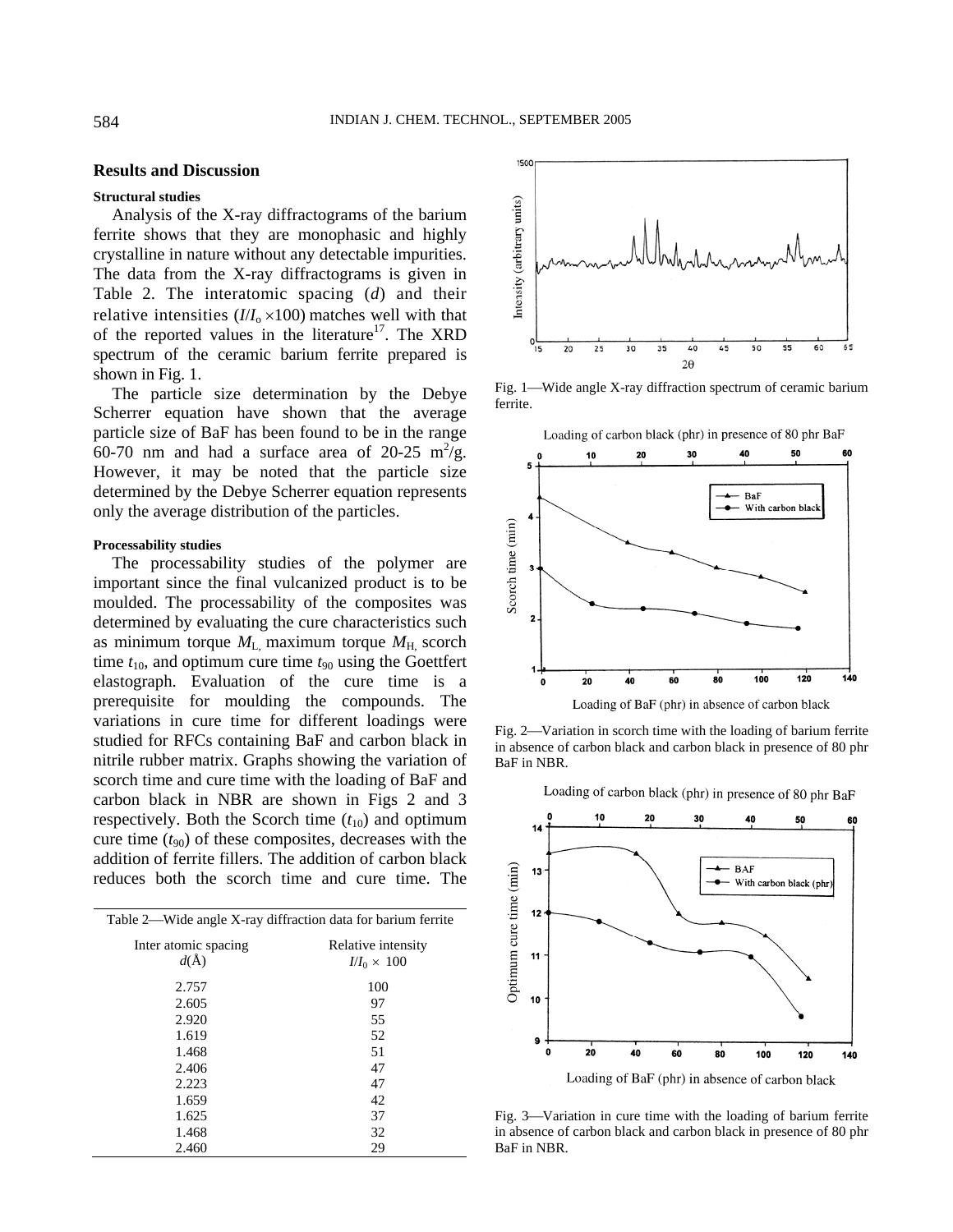## Results and Discussion

### Structural studies

Analysis of the X-ray diffractograms of the barium ferrite shows that they are monophasic and highly crystalline in nature without any detectable impurities. The data from the X-ray diffractograms is given in Table 2. The interatomic spacing ($d$) and their relative intensities ($I/I_o \times 100$) matches well with that of the reported values in the literature[17]. The XRD spectrum of the ceramic barium ferrite prepared is shown in Fig. 1.

The particle size determination by the Debye Scherrer equation have shown that the average particle size of BaF has been found to be in the range 60-70 nm and had a surface area of 20-25 $m^2/g$. However, it may be noted that the particle size determined by the Debye Scherrer equation represents only the average distribution of the particles.

### Processability studies

The processability studies of the polymer are important since the final vulcanized product is to be moulded. The processability of the composites was determined by evaluating the cure characteristics such as minimum torque $M_L$, maximum torque $M_H$, scorch time $t_{10}$, and optimum cure time $t_{90}$ using the Goettfert elastograph. Evaluation of the cure time is a prerequisite for moulding the compounds. The variations in cure time for different loadings were studied for RFCs containing BaF and carbon black in nitrile rubber matrix. Graphs showing the variation of scorch time and cure time with the loading of BaF and carbon black in NBR are shown in Figs 2 and 3 respectively. Both the Scorch time ($t_{10}$) and optimum cure time ($t_{90}$) of these composites, decreases with the addition of ferrite fillers. The addition of carbon black reduces both the scorch time and cure time. The

Table 2—Wide angle X-ray diffraction data for barium ferrite

| Inter atomic spacing $d$(Å) | Relative intensity $I/I_0 \times 100$ |
|---|---|
| 2.757 | 100 |
| 2.605 | 97 |
| 2.920 | 55 |
| 1.619 | 52 |
| 1.468 | 51 |
| 2.406 | 47 |
| 2.223 | 47 |
| 1.659 | 42 |
| 1.625 | 37 |
| 1.468 | 32 |
| 2.460 | 29 |

Fig. 1—Wide angle X-ray diffraction spectrum of ceramic barium ferrite.

Fig. 2—Variation in scorch time with the loading of barium ferrite in absence of carbon black and carbon black in presence of 80 phr BaF in NBR.

Fig. 3—Variation in cure time with the loading of barium ferrite in absence of carbon black and carbon black in presence of 80 phr BaF in NBR.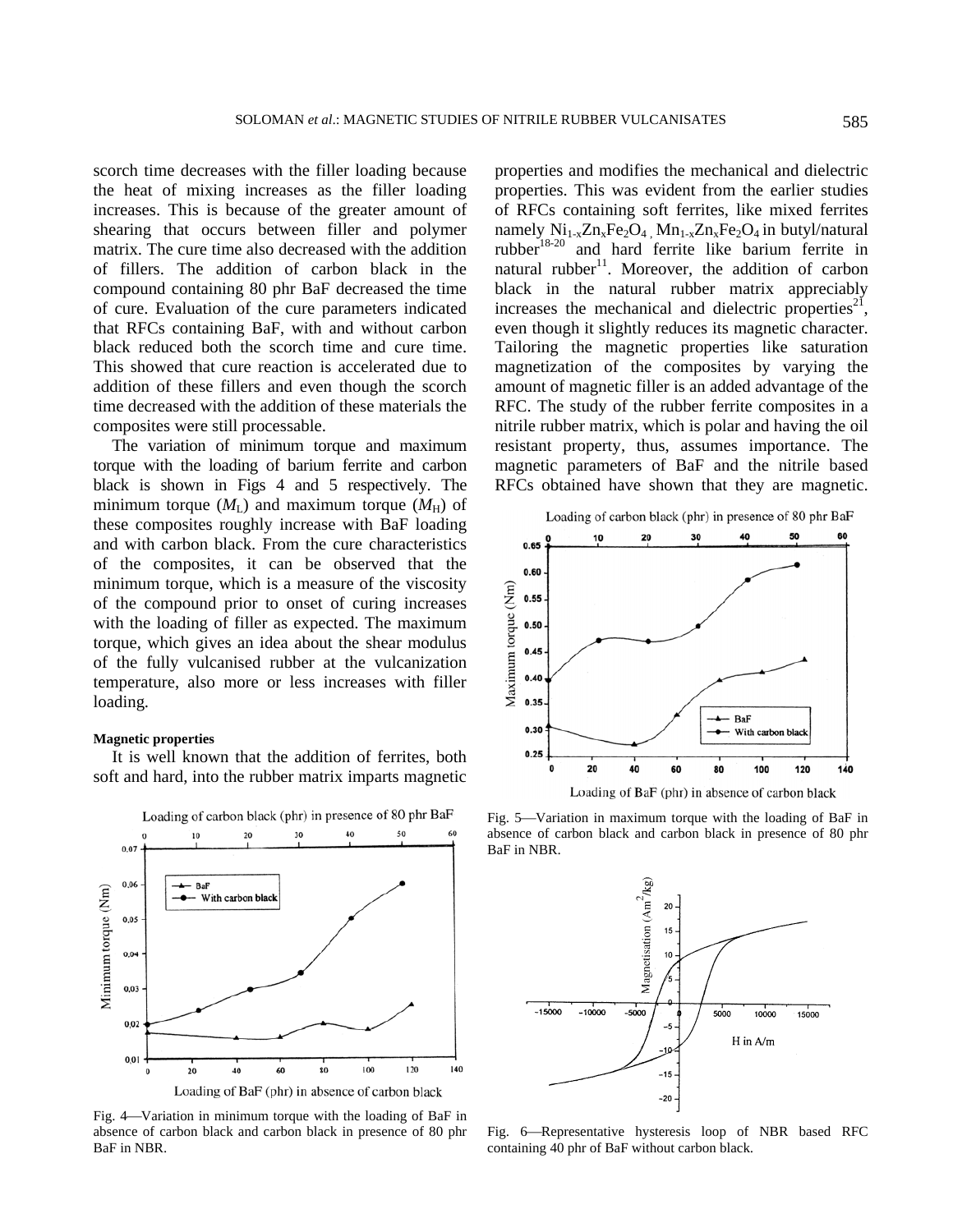scorch time decreases with the filler loading because the heat of mixing increases as the filler loading increases. This is because of the greater amount of shearing that occurs between filler and polymer matrix. The cure time also decreased with the addition of fillers. The addition of carbon black in the compound containing 80 phr BaF decreased the time of cure. Evaluation of the cure parameters indicated that RFCs containing BaF, with and without carbon black reduced both the scorch time and cure time. This showed that cure reaction is accelerated due to addition of these fillers and even though the scorch time decreased with the addition of these materials the composites were still processable.

The variation of minimum torque and maximum torque with the loading of barium ferrite and carbon black is shown in Figs 4 and 5 respectively. The minimum torque ($M_L$) and maximum torque ($M_H$) of these composites roughly increase with BaF loading and with carbon black. From the cure characteristics of the composites, it can be observed that the minimum torque, which is a measure of the viscosity of the compound prior to onset of curing increases with the loading of filler as expected. The maximum torque, which gives an idea about the shear modulus of the fully vulcanised rubber at the vulcanization temperature, also more or less increases with filler loading.

#### Magnetic properties

It is well known that the addition of ferrites, both soft and hard, into the rubber matrix imparts magnetic properties and modifies the mechanical and dielectric properties. This was evident from the earlier studies of RFCs containing soft ferrites, like mixed ferrites namely $Ni_{1-x}Zn_xFe_2O_4$, $Mn_{1-x}Zn_xFe_2O_4$ in butyl/natural rubber[18-20] and hard ferrite like barium ferrite in natural rubber[11]. Moreover, the addition of carbon black in the natural rubber matrix appreciably increases the mechanical and dielectric properties[21], even though it slightly reduces its magnetic character. Tailoring the magnetic properties like saturation magnetization of the composites by varying the amount of magnetic filler is an added advantage of the RFC. The study of the rubber ferrite composites in a nitrile rubber matrix, which is polar and having the oil resistant property, thus, assumes importance. The magnetic parameters of BaF and the nitrile based RFCs obtained have shown that they are magnetic.

Fig. 4—Variation in minimum torque with the loading of BaF in absence of carbon black and carbon black in presence of 80 phr BaF in NBR.

Fig. 5—Variation in maximum torque with the loading of BaF in absence of carbon black and carbon black in presence of 80 phr BaF in NBR.

Fig. 6—Representative hysteresis loop of NBR based RFC containing 40 phr of BaF without carbon black.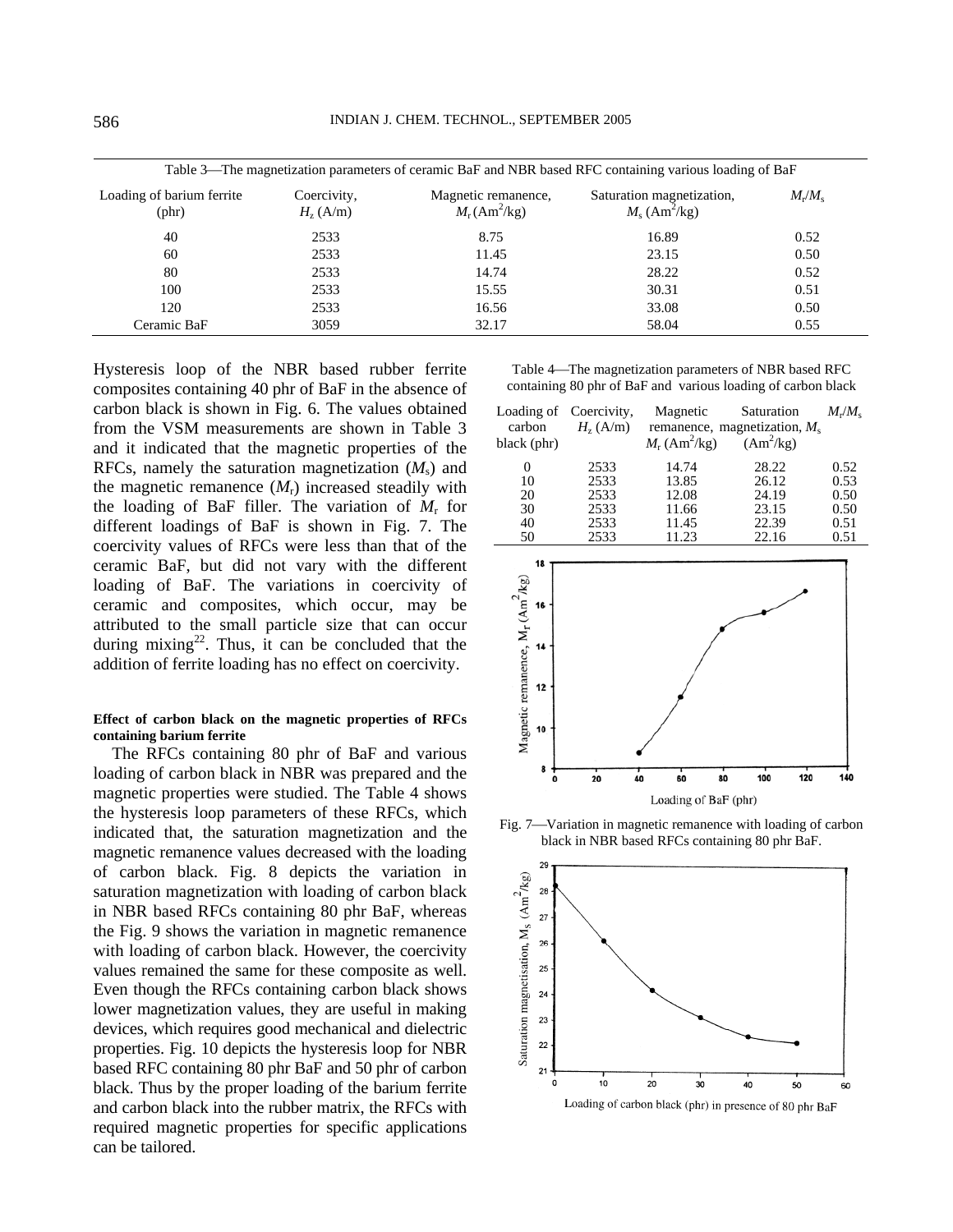Table 3—The magnetization parameters of ceramic BaF and NBR based RFC containing various loading of BaF

| Loading of barium ferrite (phr) | Coercivity, $H_z$ (A/m) | Magnetic remanence, $M_r$ ($Am^2/kg$) | Saturation magnetization, $M_s$ ($Am^2/kg$) | $M_r/M_s$ |
|---|---|---|---|---|
| 40 | 2533 | 8.75 | 16.89 | 0.52 |
| 60 | 2533 | 11.45 | 23.15 | 0.50 |
| 80 | 2533 | 14.74 | 28.22 | 0.52 |
| 100 | 2533 | 15.55 | 30.31 | 0.51 |
| 120 | 2533 | 16.56 | 33.08 | 0.50 |
| Ceramic BaF | 3059 | 32.17 | 58.04 | 0.55 |

Hysteresis loop of the NBR based rubber ferrite composites containing 40 phr of BaF in the absence of carbon black is shown in Fig. 6. The values obtained from the VSM measurements are shown in Table 3 and it indicated that the magnetic properties of the RFCs, namely the saturation magnetization ($M_s$) and the magnetic remanence ($M_r$) increased steadily with the loading of BaF filler. The variation of $M_r$ for different loadings of BaF is shown in Fig. 7. The coercivity values of RFCs were less than that of the ceramic BaF, but did not vary with the different loading of BaF. The variations in coercivity of ceramic and composites, which occur, may be attributed to the small particle size that can occur during mixing[22]. Thus, it can be concluded that the addition of ferrite loading has no effect on coercivity.

#### Effect of carbon black on the magnetic properties of RFCs containing barium ferrite

The RFCs containing 80 phr of BaF and various loading of carbon black in NBR was prepared and the magnetic properties were studied. The Table 4 shows the hysteresis loop parameters of these RFCs, which indicated that, the saturation magnetization and the magnetic remanence values decreased with the loading of carbon black. Fig. 8 depicts the variation in saturation magnetization with loading of carbon black in NBR based RFCs containing 80 phr BaF, whereas the Fig. 9 shows the variation in magnetic remanence with loading of carbon black. However, the coercivity values remained the same for these composite as well. Even though the RFCs containing carbon black shows lower magnetization values, they are useful in making devices, which requires good mechanical and dielectric properties. Fig. 10 depicts the hysteresis loop for NBR based RFC containing 80 phr BaF and 50 phr of carbon black. Thus by the proper loading of the barium ferrite and carbon black into the rubber matrix, the RFCs with required magnetic properties for specific applications can be tailored.

Table 4—The magnetization parameters of NBR based RFC containing 80 phr of BaF and various loading of carbon black

| Loading of carbon black (phr) | Coercivity, $H_z$ (A/m) | Magnetic remanence, $M_r$ ($Am^2/kg$) | Saturation magnetization, $M_s$ ($Am^2/kg$) | $M_r/M_s$ |
|---|---|---|---|---|
| 0 | 2533 | 14.74 | 28.22 | 0.52 |
| 10 | 2533 | 13.85 | 26.12 | 0.53 |
| 20 | 2533 | 12.08 | 24.19 | 0.50 |
| 30 | 2533 | 11.66 | 23.15 | 0.50 |
| 40 | 2533 | 11.45 | 22.39 | 0.51 |
| 50 | 2533 | 11.23 | 22.16 | 0.51 |

Fig. 7—Variation in magnetic remanence with loading of carbon black in NBR based RFCs containing 80 phr BaF.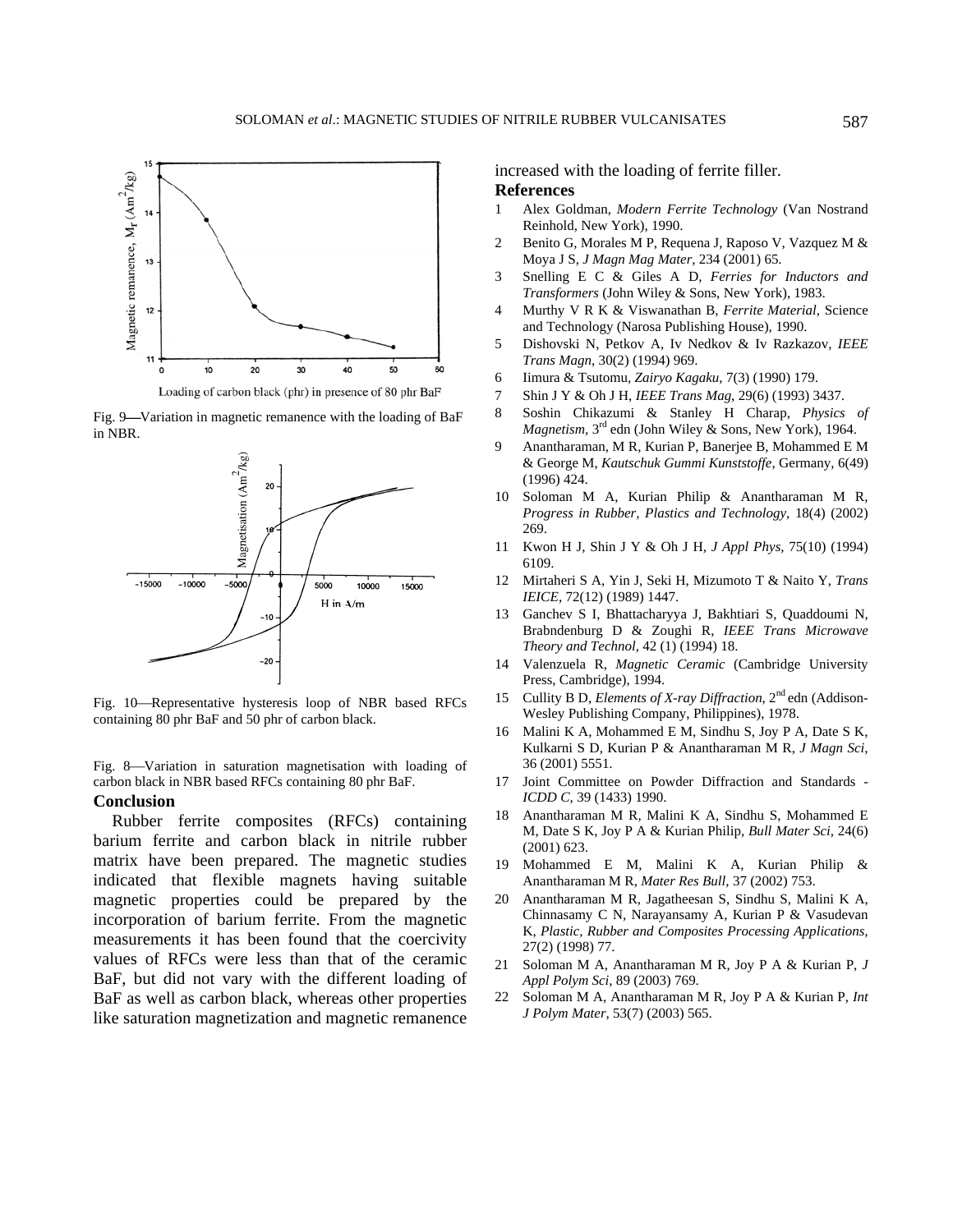Magnetic remanence, $M_r$ (Am$^2$/kg)

15
14
13
12
11

0 10 20 30 40 50 60

Loading of carbon black (phr) in presence of 80 phr BaF

Fig. 9—Variation in magnetic remanence with the loading of BaF in NBR.

Magnetisation (Am$^2$/kg)

20
10
0
-10
-20

-15000 -10000 -5000 5000 10000 15000

H in A/m

Fig. 10—Representative hysteresis loop of NBR based RFCs containing 80 phr BaF and 50 phr of carbon black.

Fig. 8—Variation in saturation magnetisation with loading of carbon black in NBR based RFCs containing 80 phr BaF.

## Conclusion

Rubber ferrite composites (RFCs) containing barium ferrite and carbon black in nitrile rubber matrix have been prepared. The magnetic studies indicated that flexible magnets having suitable magnetic properties could be prepared by the incorporation of barium ferrite. From the magnetic measurements it has been found that the coercivity values of RFCs were less than that of the ceramic BaF, but did not vary with the different loading of BaF as well as carbon black, whereas other properties like saturation magnetization and magnetic remanence increased with the loading of ferrite filler.

## References

1. Alex Goldman, *Modern Ferrite Technology* (Van Nostrand Reinhold, New York), 1990.
2. Benito G, Morales M P, Requena J, Raposo V, Vazquez M & Moya J S, *J Magn Mag Mater*, 234 (2001) 65.
3. Snelling E C & Giles A D, *Ferries for Inductors and Transformers* (John Wiley & Sons, New York), 1983.
4. Murthy V R K & Viswanathan B, *Ferrite Material*, Science and Technology (Narosa Publishing House), 1990.
5. Dishovski N, Petkov A, Iv Nedkov & Iv Razkazov, *IEEE Trans Magn*, 30(2) (1994) 969.
6. Iimura & Tsutomu, *Zairyo Kagaku*, 7(3) (1990) 179.
7. Shin J Y & Oh J H, *IEEE Trans Mag*, 29(6) (1993) 3437.
8. Soshin Chikazumi & Stanley H Charap, *Physics of Magnetism*, 3rd edn (John Wiley & Sons, New York), 1964.
9. Anantharaman, M R, Kurian P, Banerjee B, Mohammed E M & George M, *Kautschuk Gummi Kunststoffe*, Germany, 6(49) (1996) 424.
10. Soloman M A, Kurian Philip & Anantharaman M R, *Progress in Rubber, Plastics and Technology*, 18(4) (2002) 269.
11. Kwon H J, Shin J Y & Oh J H, *J Appl Phys*, 75(10) (1994) 6109.
12. Mirtaheri S A, Yin J, Seki H, Mizumoto T & Naito Y, *Trans IEICE*, 72(12) (1989) 1447.
13. Ganchev S I, Bhattacharyya J, Bakhtiari S, Quaddoumi N, Brabndenburg D & Zoughi R, *IEEE Trans Microwave Theory and Technol*, 42 (1) (1994) 18.
14. Valenzuela R, *Magnetic Ceramic* (Cambridge University Press, Cambridge), 1994.
15. Cullity B D, *Elements of X-ray Diffraction*, 2nd edn (Addison-Wesley Publishing Company, Philippines), 1978.
16. Malini K A, Mohammed E M, Sindhu S, Joy P A, Date S K, Kulkarni S D, Kurian P & Anantharaman M R, *J Magn Sci*, 36 (2001) 5551.
17. Joint Committee on Powder Diffraction and Standards - *ICDD C*, 39 (1433) 1990.
18. Anantharaman M R, Malini K A, Sindhu S, Mohammed E M, Date S K, Joy P A & Kurian Philip, *Bull Mater Sci*, 24(6) (2001) 623.
19. Mohammed E M, Malini K A, Kurian Philip & Anantharaman M R, *Mater Res Bull*, 37 (2002) 753.
20. Anantharaman M R, Jagatheesan S, Sindhu S, Malini K A, Chinnasamy C N, Narayansamy A, Kurian P & Vasudevan K, *Plastic, Rubber and Composites Processing Applications*, 27(2) (1998) 77.
21. Soloman M A, Anantharaman M R, Joy P A & Kurian P, *J Appl Polym Sci*, 89 (2003) 769.
22. Soloman M A, Anantharaman M R, Joy P A & Kurian P, *Int J Polym Mater*, 53(7) (2003) 565.